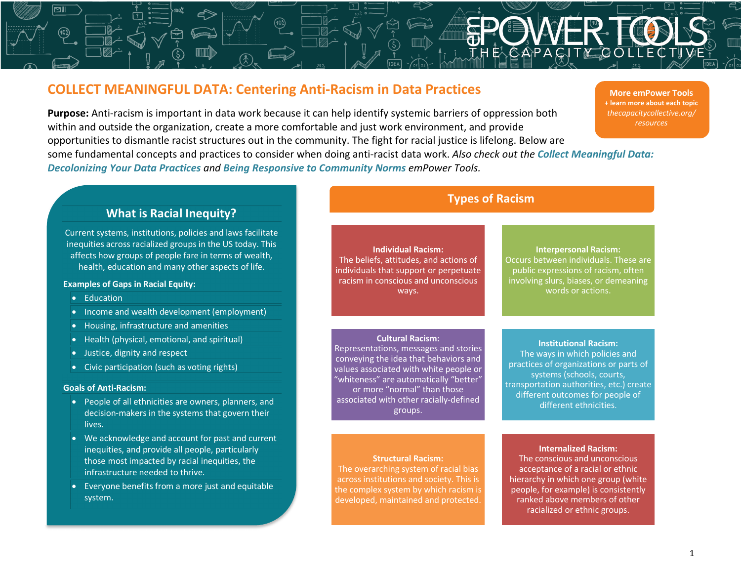# COLLECT MEANINGFUL DATA: Centering Anti-Racism in Data Practices

**More emPower Tools**
+ learn more about each topic
*thecapacitycollective.org/resources*

**Purpose:** Anti-racism is important in data work because it can help identify systemic barriers of oppression both within and outside the organization, create a more comfortable and just work environment, and provide opportunities to dismantle racist structures out in the community. The fight for racial justice is lifelong. Below are some fundamental concepts and practices to consider when doing anti-racist data work. *Also check out the* ***Collect Meaningful Data: Decolonizing Your Data Practices*** *and* ***Being Responsive to Community Norms*** *emPower Tools.*

## What is Racial Inequity?

Current systems, institutions, policies and laws facilitate inequities across racialized groups in the US today. This affects how groups of people fare in terms of wealth, health, education and many other aspects of life.

**Examples of Gaps in Racial Equity:**

- Education
- Income and wealth development (employment)
- Housing, infrastructure and amenities
- Health (physical, emotional, and spiritual)
- Justice, dignity and respect
- Civic participation (such as voting rights)

**Goals of Anti-Racism:**

- People of all ethnicities are owners, planners, and decision-makers in the systems that govern their lives.
- We acknowledge and account for past and current inequities, and provide all people, particularly those most impacted by racial inequities, the infrastructure needed to thrive.
- Everyone benefits from a more just and equitable system.

## Types of Racism

**Individual Racism:**
The beliefs, attitudes, and actions of individuals that support or perpetuate racism in conscious and unconscious ways.

**Interpersonal Racism:**
Occurs between individuals. These are public expressions of racism, often involving slurs, biases, or demeaning words or actions.

**Cultural Racism:**
Representations, messages and stories conveying the idea that behaviors and values associated with white people or "whiteness" are automatically "better" or more "normal" than those associated with other racially-defined groups.

**Institutional Racism:**
The ways in which policies and practices of organizations or parts of systems (schools, courts, transportation authorities, etc.) create different outcomes for people of different ethnicities.

**Structural Racism:**
The overarching system of racial bias across institutions and society. This is the complex system by which racism is developed, maintained and protected.

**Internalized Racism:**
The conscious and unconscious acceptance of a racial or ethnic hierarchy in which one group (white people, for example) is consistently ranked above members of other racialized or ethnic groups.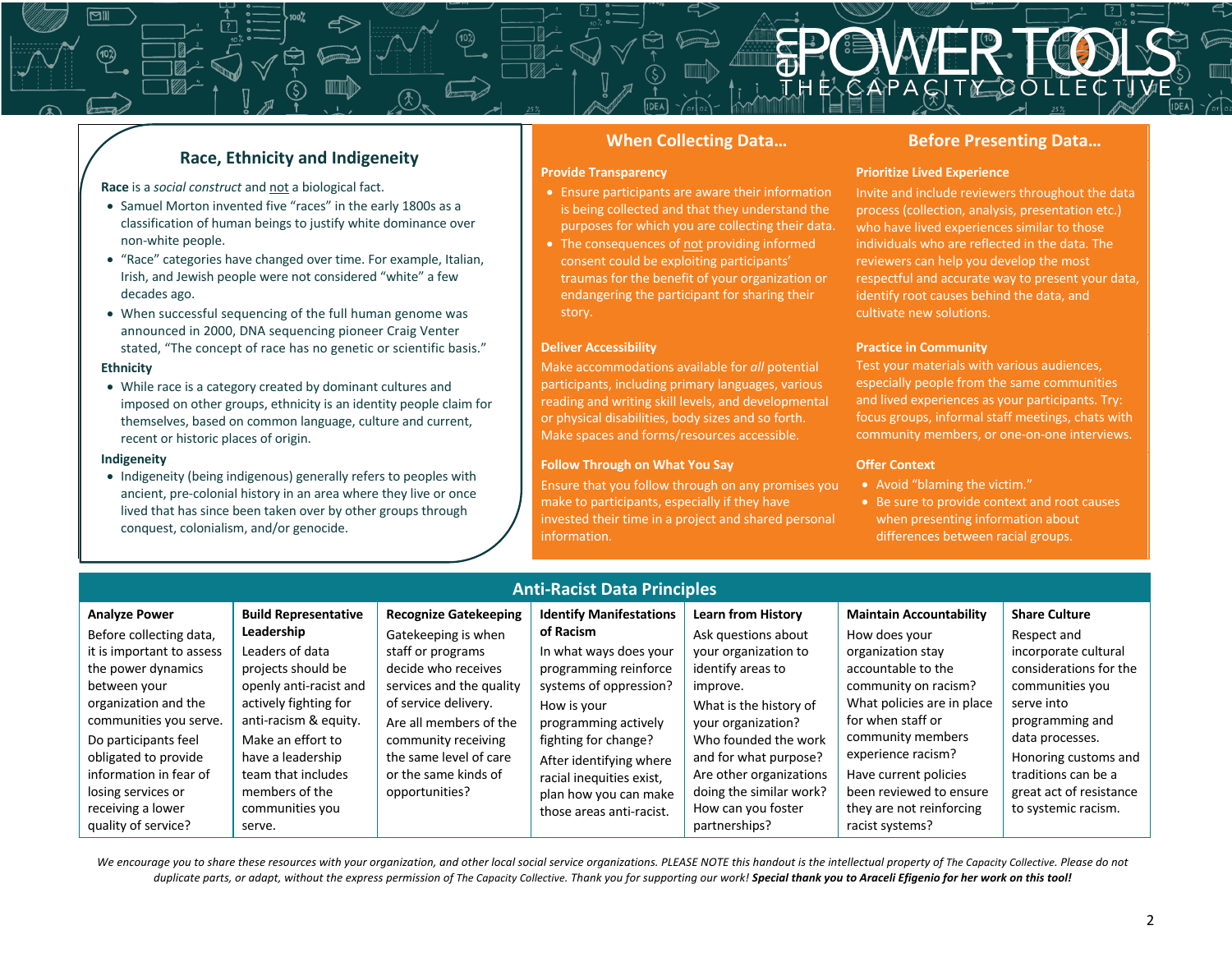## Race, Ethnicity and Indigeneity

**Race** is a *social construct* and not a biological fact.

- Samuel Morton invented five "races" in the early 1800s as a classification of human beings to justify white dominance over non-white people.
- "Race" categories have changed over time. For example, Italian, Irish, and Jewish people were not considered "white" a few decades ago.
- When successful sequencing of the full human genome was announced in 2000, DNA sequencing pioneer Craig Venter stated, "The concept of race has no genetic or scientific basis."

**Ethnicity**

- While race is a category created by dominant cultures and imposed on other groups, ethnicity is an identity people claim for themselves, based on common language, culture and current, recent or historic places of origin.

**Indigeneity**

- Indigeneity (being indigenous) generally refers to peoples with ancient, pre-colonial history in an area where they live or once lived that has since been taken over by other groups through conquest, colonialism, and/or genocide.

## When Collecting Data…

**Provide Transparency**

- Ensure participants are aware their information is being collected and that they understand the purposes for which you are collecting their data.
- The consequences of not providing informed consent could be exploiting participants' traumas for the benefit of your organization or endangering the participant for sharing their story.

**Deliver Accessibility**

Make accommodations available for *all* potential participants, including primary languages, various reading and writing skill levels, and developmental or physical disabilities, body sizes and so forth. Make spaces and forms/resources accessible.

**Follow Through on What You Say**

Ensure that you follow through on any promises you make to participants, especially if they have invested their time in a project and shared personal information.

## Before Presenting Data…

**Prioritize Lived Experience**

Invite and include reviewers throughout the data process (collection, analysis, presentation etc.) who have lived experiences similar to those individuals who are reflected in the data. The reviewers can help you develop the most respectful and accurate way to present your data, identify root causes behind the data, and cultivate new solutions.

**Practice in Community**

Test your materials with various audiences, especially people from the same communities and lived experiences as your participants. Try: focus groups, informal staff meetings, chats with community members, or one-on-one interviews.

**Offer Context**

- Avoid "blaming the victim."
- Be sure to provide context and root causes when presenting information about differences between racial groups.

## Anti-Racist Data Principles

| Analyze Power | Build Representative Leadership | Recognize Gatekeeping | Identify Manifestations of Racism | Learn from History | Maintain Accountability | Share Culture |
|---|---|---|---|---|---|---|
| Before collecting data, it is important to assess the power dynamics between your organization and the communities you serve. Do participants feel obligated to provide information in fear of losing services or receiving a lower quality of service? | Leaders of data projects should be openly anti-racist and actively fighting for anti-racism & equity. Make an effort to have a leadership team that includes members of the communities you serve. | Gatekeeping is when staff or programs decide who receives services and the quality of service delivery. Are all members of the community receiving the same level of care or the same kinds of opportunities? | In what ways does your programming reinforce systems of oppression? How is your programming actively fighting for change? After identifying where racial inequities exist, plan how you can make those areas anti-racist. | Ask questions about your organization to identify areas to improve. What is the history of your organization? Who founded the work and for what purpose? Are other organizations doing the similar work? How can you foster partnerships? | How does your organization stay accountable to the community on racism? What policies are in place for when staff or community members experience racism? Have current policies been reviewed to ensure they are not reinforcing racist systems? | Respect and incorporate cultural considerations for the communities you serve into programming and data processes. Honoring customs and traditions can be a great act of resistance to systemic racism. |

*We encourage you to share these resources with your organization, and other local social service organizations. PLEASE NOTE this handout is the intellectual property of The Capacity Collective. Please do not duplicate parts, or adapt, without the express permission of The Capacity Collective. Thank you for supporting our work!* ***Special thank you to Araceli Efigenio for her work on this tool!***